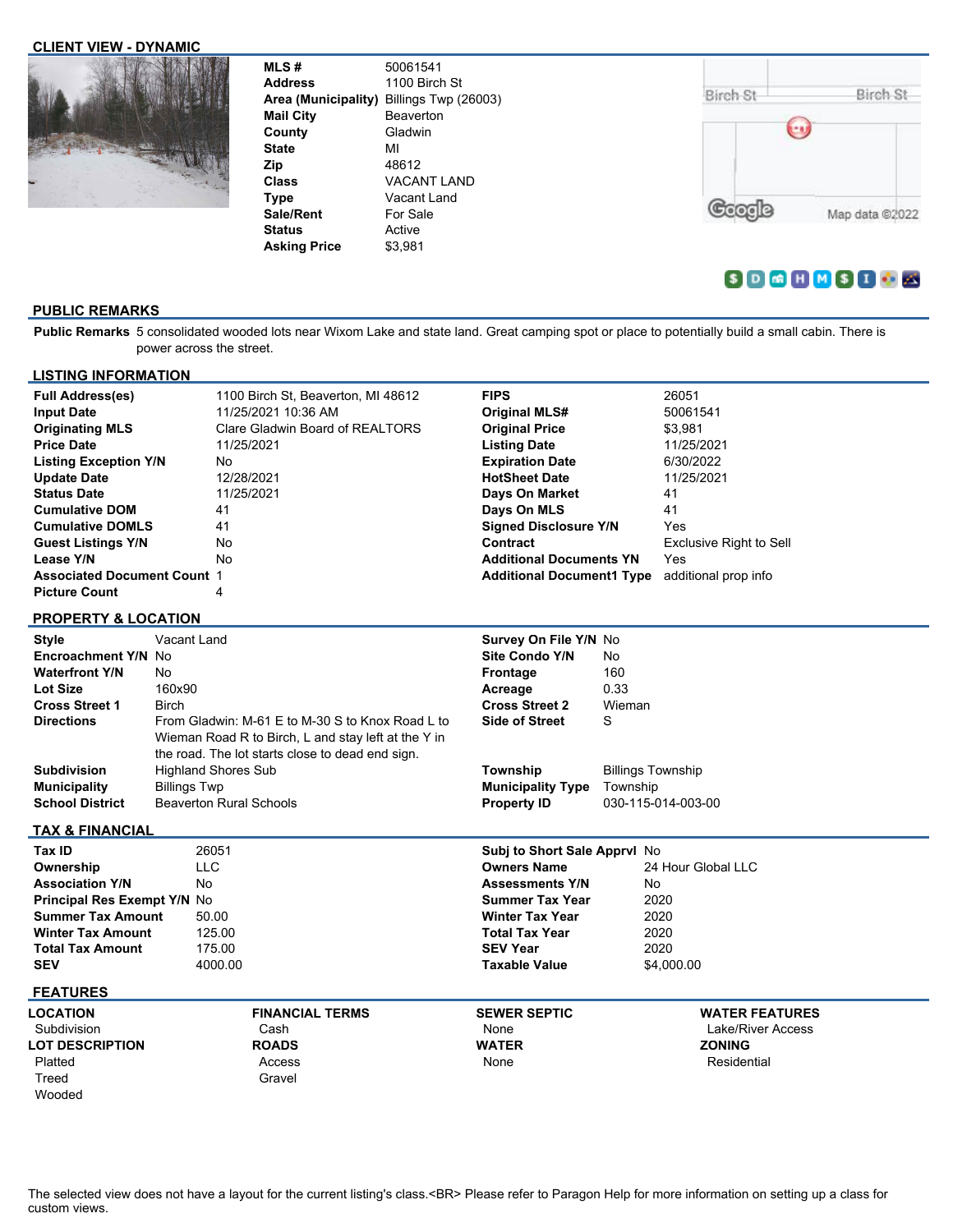## CLIENT VIEW - DYNAMIC

| | |
|---|---|
| **MLS #** | 50061541 |
| **Address** | 1100 Birch St |
| **Area (Municipality)** | Billings Twp (26003) |
| **Mail City** | Beaverton |
| **County** | Gladwin |
| **State** | MI |
| **Zip** | 48612 |
| **Class** | VACANT LAND |
| **Type** | Vacant Land |
| **Sale/Rent** | For Sale |
| **Status** | Active |
| **Asking Price** | $3,981 |

## PUBLIC REMARKS

**Public Remarks** 5 consolidated wooded lots near Wixom Lake and state land. Great camping spot or place to potentially build a small cabin. There is power across the street.

## LISTING INFORMATION

| | | | |
|---|---|---|---|
| **Full Address(es)** | 1100 Birch St, Beaverton, MI 48612 | **FIPS** | 26051 |
| **Input Date** | 11/25/2021 10:36 AM | **Original MLS#** | 50061541 |
| **Originating MLS** | Clare Gladwin Board of REALTORS | **Original Price** | $3,981 |
| **Price Date** | 11/25/2021 | **Listing Date** | 11/25/2021 |
| **Listing Exception Y/N** | No | **Expiration Date** | 6/30/2022 |
| **Update Date** | 12/28/2021 | **HotSheet Date** | 11/25/2021 |
| **Status Date** | 11/25/2021 | **Days On Market** | 41 |
| **Cumulative DOM** | 41 | **Days On MLS** | 41 |
| **Cumulative DOMLS** | 41 | **Signed Disclosure Y/N** | Yes |
| **Guest Listings Y/N** | No | **Contract** | Exclusive Right to Sell |
| **Lease Y/N** | No | **Additional Documents YN** | Yes |
| **Associated Document Count** | 1 | **Additional Document1 Type** | additional prop info |
| **Picture Count** | 4 | | |

## PROPERTY & LOCATION

| | | | |
|---|---|---|---|
| **Style** | Vacant Land | **Survey On File Y/N** | No |
| **Encroachment Y/N** | No | **Site Condo Y/N** | No |
| **Waterfront Y/N** | No | **Frontage** | 160 |
| **Lot Size** | 160x90 | **Acreage** | 0.33 |
| **Cross Street 1** | Birch | **Cross Street 2** | Wieman |
| **Directions** | From Gladwin: M-61 E to M-30 S to Knox Road L to Wieman Road R to Birch, L and stay left at the Y in the road. The lot starts close to dead end sign. | **Side of Street** | S |
| **Subdivision** | Highland Shores Sub | **Township** | Billings Township |
| **Municipality** | Billings Twp | **Municipality Type** | Township |
| **School District** | Beaverton Rural Schools | **Property ID** | 030-115-014-003-00 |

## TAX & FINANCIAL

| | | | |
|---|---|---|---|
| **Tax ID** | 26051 | **Subj to Short Sale Apprvl** | No |
| **Ownership** | LLC | **Owners Name** | 24 Hour Global LLC |
| **Association Y/N** | No | **Assessments Y/N** | No |
| **Principal Res Exempt Y/N** | No | **Summer Tax Year** | 2020 |
| **Summer Tax Amount** | 50.00 | **Winter Tax Year** | 2020 |
| **Winter Tax Amount** | 125.00 | **Total Tax Year** | 2020 |
| **Total Tax Amount** | 175.00 | **SEV Year** | 2020 |
| **SEV** | 4000.00 | **Taxable Value** | $4,000.00 |

## FEATURES

**LOCATION**
- Subdivision

**LOT DESCRIPTION**
- Platted
- Treed
- Wooded

**FINANCIAL TERMS**
- Cash

**ROADS**
- Access
- Gravel

**SEWER SEPTIC**
- None

**WATER**
- None

**WATER FEATURES**
- Lake/River Access

**ZONING**
- Residential

The selected view does not have a layout for the current listing's class.<BR> Please refer to Paragon Help for more information on setting up a class for custom views.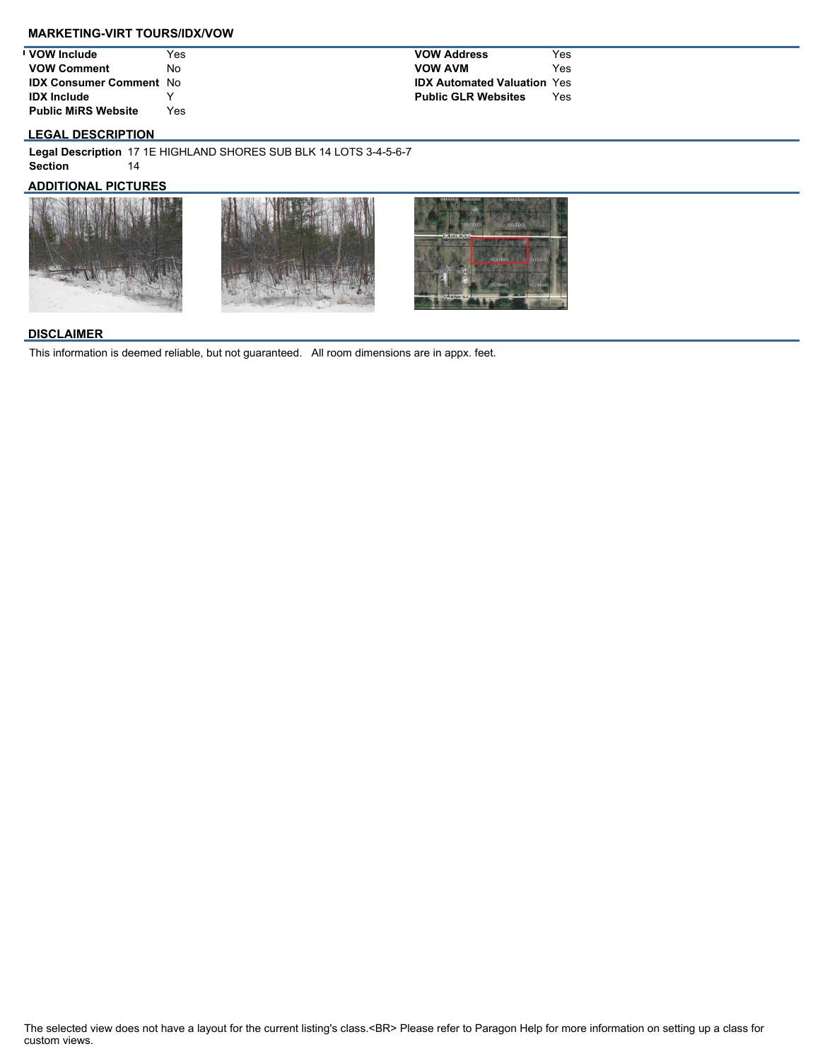## MARKETING-VIRT TOURS/IDX/VOW

| | | | |
|---|---|---|---|
| **VOW Include** | Yes | **VOW Address** | Yes |
| **VOW Comment** | No | **VOW AVM** | Yes |
| **IDX Consumer Comment** | No | **IDX Automated Valuation** | Yes |
| **IDX Include** | Y | **Public GLR Websites** | Yes |
| **Public MiRS Website** | Yes | | |

## LEGAL DESCRIPTION

**Legal Description** 17 1E HIGHLAND SHORES SUB BLK 14 LOTS 3-4-5-6-7
**Section** 14

## ADDITIONAL PICTURES

## DISCLAIMER

This information is deemed reliable, but not guaranteed. All room dimensions are in appx. feet.

The selected view does not have a layout for the current listing's class.<BR> Please refer to Paragon Help for more information on setting up a class for custom views.